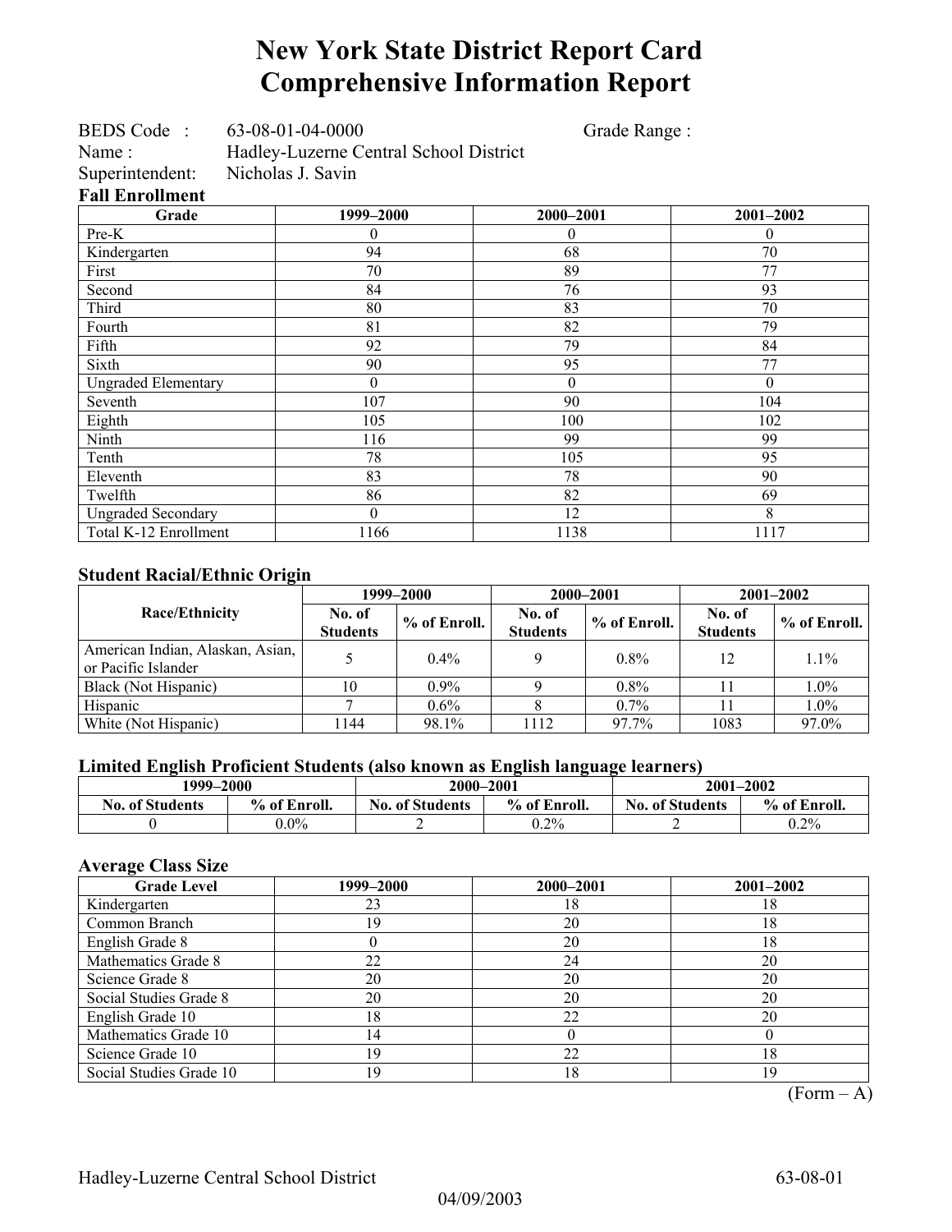# New York State District Report Card
# Comprehensive Information Report

BEDS Code : 63-08-01-04-0000 Grade Range :
Name : Hadley-Luzerne Central School District
Superintendent: Nicholas J. Savin

### Fall Enrollment

| Grade | 1999–2000 | 2000–2001 | 2001–2002 |
|---|---|---|---|
| Pre-K | 0 | 0 | 0 |
| Kindergarten | 94 | 68 | 70 |
| First | 70 | 89 | 77 |
| Second | 84 | 76 | 93 |
| Third | 80 | 83 | 70 |
| Fourth | 81 | 82 | 79 |
| Fifth | 92 | 79 | 84 |
| Sixth | 90 | 95 | 77 |
| Ungraded Elementary | 0 | 0 | 0 |
| Seventh | 107 | 90 | 104 |
| Eighth | 105 | 100 | 102 |
| Ninth | 116 | 99 | 99 |
| Tenth | 78 | 105 | 95 |
| Eleventh | 83 | 78 | 90 |
| Twelfth | 86 | 82 | 69 |
| Ungraded Secondary | 0 | 12 | 8 |
| Total K-12 Enrollment | 1166 | 1138 | 1117 |

### Student Racial/Ethnic Origin

| Race/Ethnicity | 1999–2000 | | 2000–2001 | | 2001–2002 | |
|---|---|---|---|---|---|---|
| | No. of Students | % of Enroll. | No. of Students | % of Enroll. | No. of Students | % of Enroll. |
| American Indian, Alaskan, Asian, or Pacific Islander | 5 | 0.4% | 9 | 0.8% | 12 | 1.1% |
| Black (Not Hispanic) | 10 | 0.9% | 9 | 0.8% | 11 | 1.0% |
| Hispanic | 7 | 0.6% | 8 | 0.7% | 11 | 1.0% |
| White (Not Hispanic) | 1144 | 98.1% | 1112 | 97.7% | 1083 | 97.0% |

### Limited English Proficient Students (also known as English language learners)

| 1999–2000 | | 2000–2001 | | 2001–2002 | |
|---|---|---|---|---|---|
| No. of Students | % of Enroll. | No. of Students | % of Enroll. | No. of Students | % of Enroll. |
| 0 | 0.0% | 2 | 0.2% | 2 | 0.2% |

### Average Class Size

| Grade Level | 1999–2000 | 2000–2001 | 2001–2002 |
|---|---|---|---|
| Kindergarten | 23 | 18 | 18 |
| Common Branch | 19 | 20 | 18 |
| English Grade 8 | 0 | 20 | 18 |
| Mathematics Grade 8 | 22 | 24 | 20 |
| Science Grade 8 | 20 | 20 | 20 |
| Social Studies Grade 8 | 20 | 20 | 20 |
| English Grade 10 | 18 | 22 | 20 |
| Mathematics Grade 10 | 14 | 0 | 0 |
| Science Grade 10 | 19 | 22 | 18 |
| Social Studies Grade 10 | 19 | 18 | 19 |

(Form – A)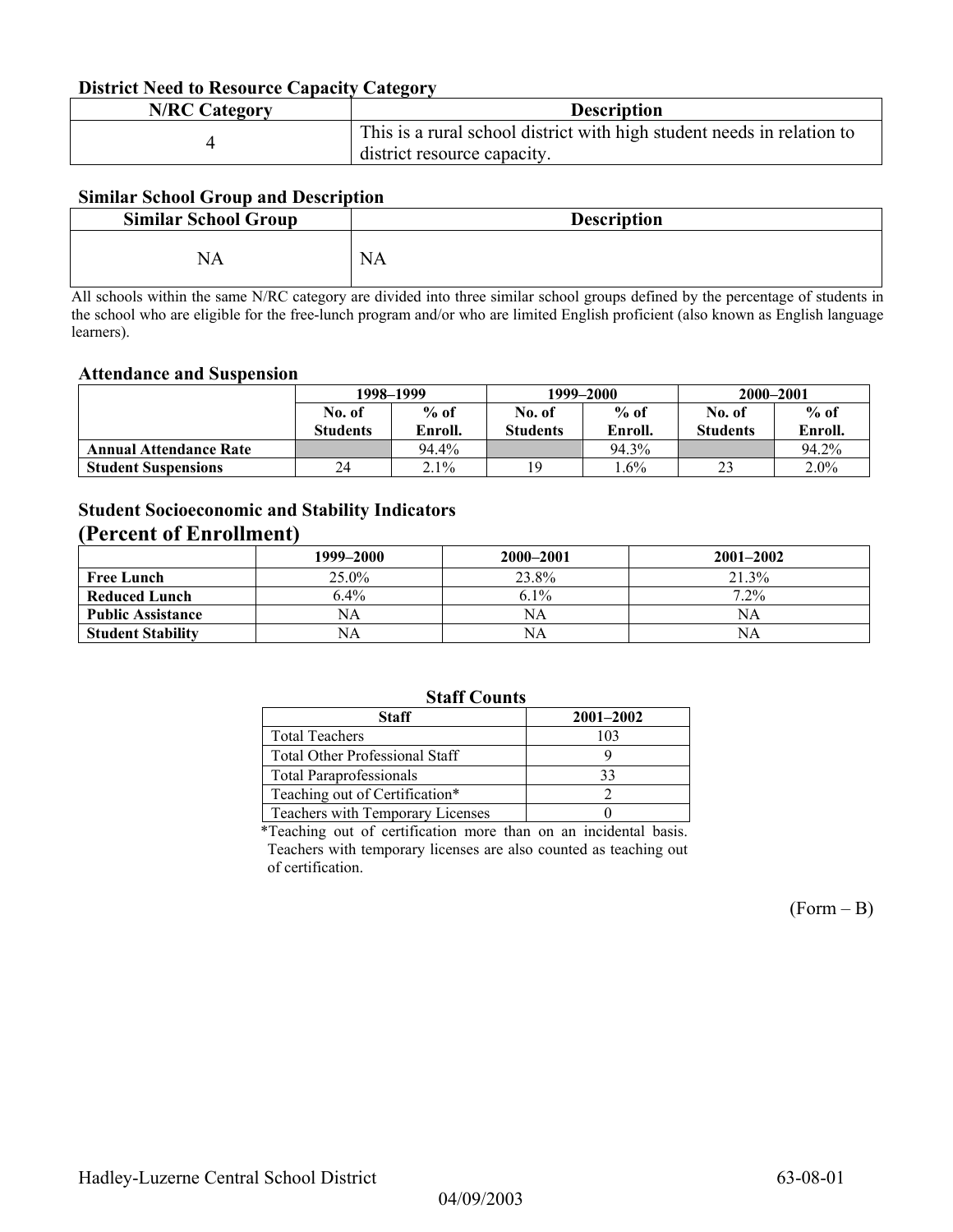### District Need to Resource Capacity Category

| N/RC Category | Description |
|---|---|
| 4 | This is a rural school district with high student needs in relation to district resource capacity. |

### Similar School Group and Description

| Similar School Group | Description |
|---|---|
| NA | NA |

All schools within the same N/RC category are divided into three similar school groups defined by the percentage of students in the school who are eligible for the free-lunch program and/or who are limited English proficient (also known as English language learners).

### Attendance and Suspension

| | 1998–1999 | | 1999–2000 | | 2000–2001 | |
|---|---|---|---|---|---|---|
| | No. of Students | % of Enroll. | No. of Students | % of Enroll. | No. of Students | % of Enroll. |
| **Annual Attendance Rate** | | 94.4% | | 94.3% | | 94.2% |
| **Student Suspensions** | 24 | 2.1% | 19 | 1.6% | 23 | 2.0% |

### Student Socioeconomic and Stability Indicators (Percent of Enrollment)

| | 1999–2000 | 2000–2001 | 2001–2002 |
|---|---|---|---|
| **Free Lunch** | 25.0% | 23.8% | 21.3% |
| **Reduced Lunch** | 6.4% | 6.1% | 7.2% |
| **Public Assistance** | NA | NA | NA |
| **Student Stability** | NA | NA | NA |

### Staff Counts

| Staff | 2001–2002 |
|---|---|
| Total Teachers | 103 |
| Total Other Professional Staff | 9 |
| Total Paraprofessionals | 33 |
| Teaching out of Certification* | 2 |
| Teachers with Temporary Licenses | 0 |

*Teaching out of certification more than on an incidental basis. Teachers with temporary licenses are also counted as teaching out of certification.

(Form – B)

Hadley-Luzerne Central School District 63-08-01

04/09/2003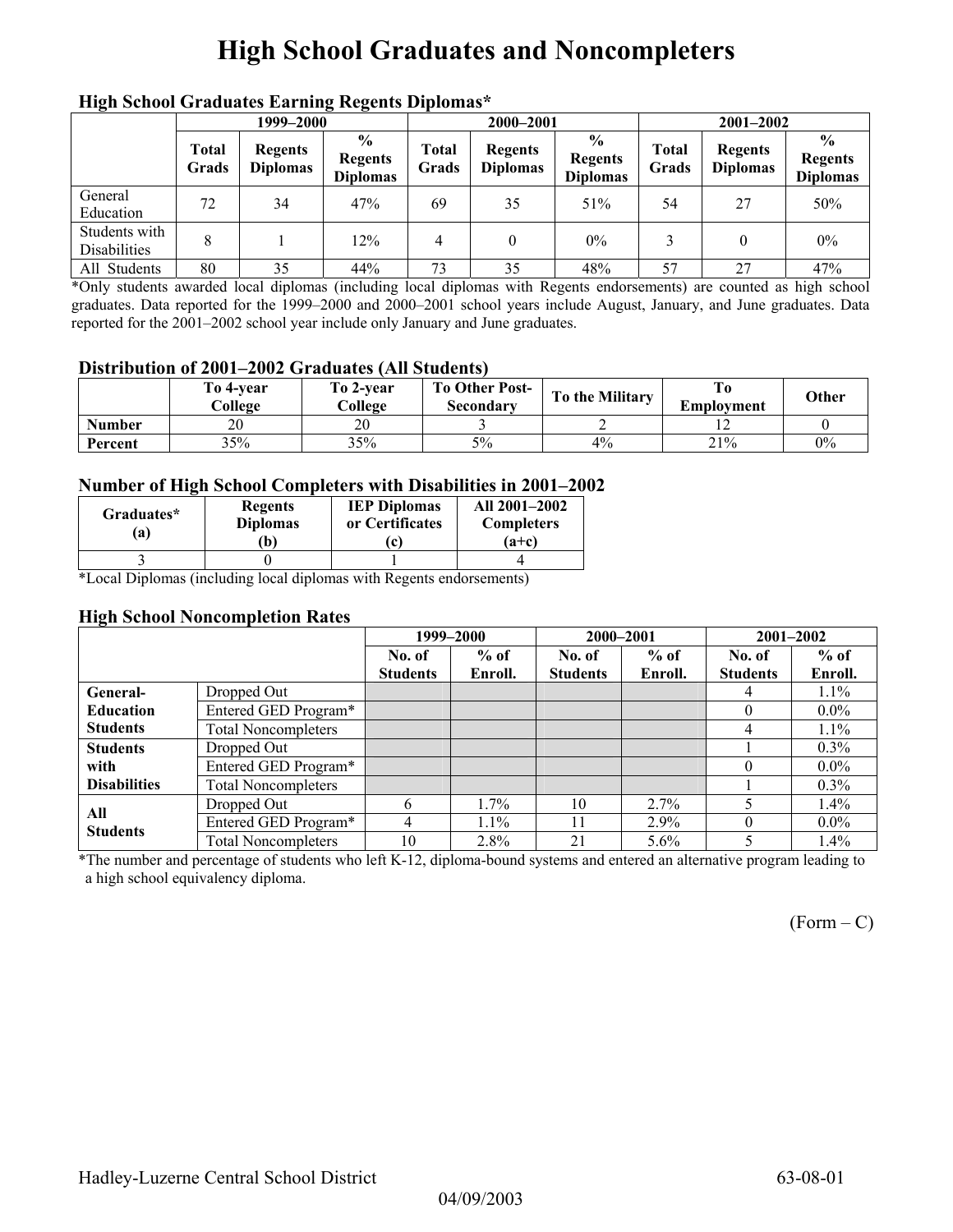# High School Graduates and Noncompleters

### High School Graduates Earning Regents Diplomas*

| | 1999–2000 | | | 2000–2001 | | | 2001–2002 | | |
|---|---|---|---|---|---|---|---|---|---|
| | Total Grads | Regents Diplomas | % Regents Diplomas | Total Grads | Regents Diplomas | % Regents Diplomas | Total Grads | Regents Diplomas | % Regents Diplomas |
| General Education | 72 | 34 | 47% | 69 | 35 | 51% | 54 | 27 | 50% |
| Students with Disabilities | 8 | 1 | 12% | 4 | 0 | 0% | 3 | 0 | 0% |
| All Students | 80 | 35 | 44% | 73 | 35 | 48% | 57 | 27 | 47% |

*Only students awarded local diplomas (including local diplomas with Regents endorsements) are counted as high school graduates. Data reported for the 1999–2000 and 2000–2001 school years include August, January, and June graduates. Data reported for the 2001–2002 school year include only January and June graduates.

### Distribution of 2001–2002 Graduates (All Students)

| | To 4-year College | To 2-year College | To Other Post-Secondary | To the Military | To Employment | Other |
|---|---|---|---|---|---|---|
| Number | 20 | 20 | 3 | 2 | 12 | 0 |
| Percent | 35% | 35% | 5% | 4% | 21% | 0% |

### Number of High School Completers with Disabilities in 2001–2002

| Graduates* (a) | Regents Diplomas (b) | IEP Diplomas or Certificates (c) | All 2001–2002 Completers (a+c) |
|---|---|---|---|
| 3 | 0 | 1 | 4 |

*Local Diplomas (including local diplomas with Regents endorsements)

### High School Noncompletion Rates

| | | 1999–2000 | | 2000–2001 | | 2001–2002 | |
|---|---|---|---|---|---|---|---|
| | | No. of Students | % of Enroll. | No. of Students | % of Enroll. | No. of Students | % of Enroll. |
| General-Education Students | Dropped Out | | | | | 4 | 1.1% |
| | Entered GED Program* | | | | | 0 | 0.0% |
| | Total Noncompleters | | | | | 4 | 1.1% |
| Students with Disabilities | Dropped Out | | | | | 1 | 0.3% |
| | Entered GED Program* | | | | | 0 | 0.0% |
| | Total Noncompleters | | | | | 1 | 0.3% |
| All Students | Dropped Out | 6 | 1.7% | 10 | 2.7% | 5 | 1.4% |
| | Entered GED Program* | 4 | 1.1% | 11 | 2.9% | 0 | 0.0% |
| | Total Noncompleters | 10 | 2.8% | 21 | 5.6% | 5 | 1.4% |

*The number and percentage of students who left K-12, diploma-bound systems and entered an alternative program leading to a high school equivalency diploma.

(Form – C)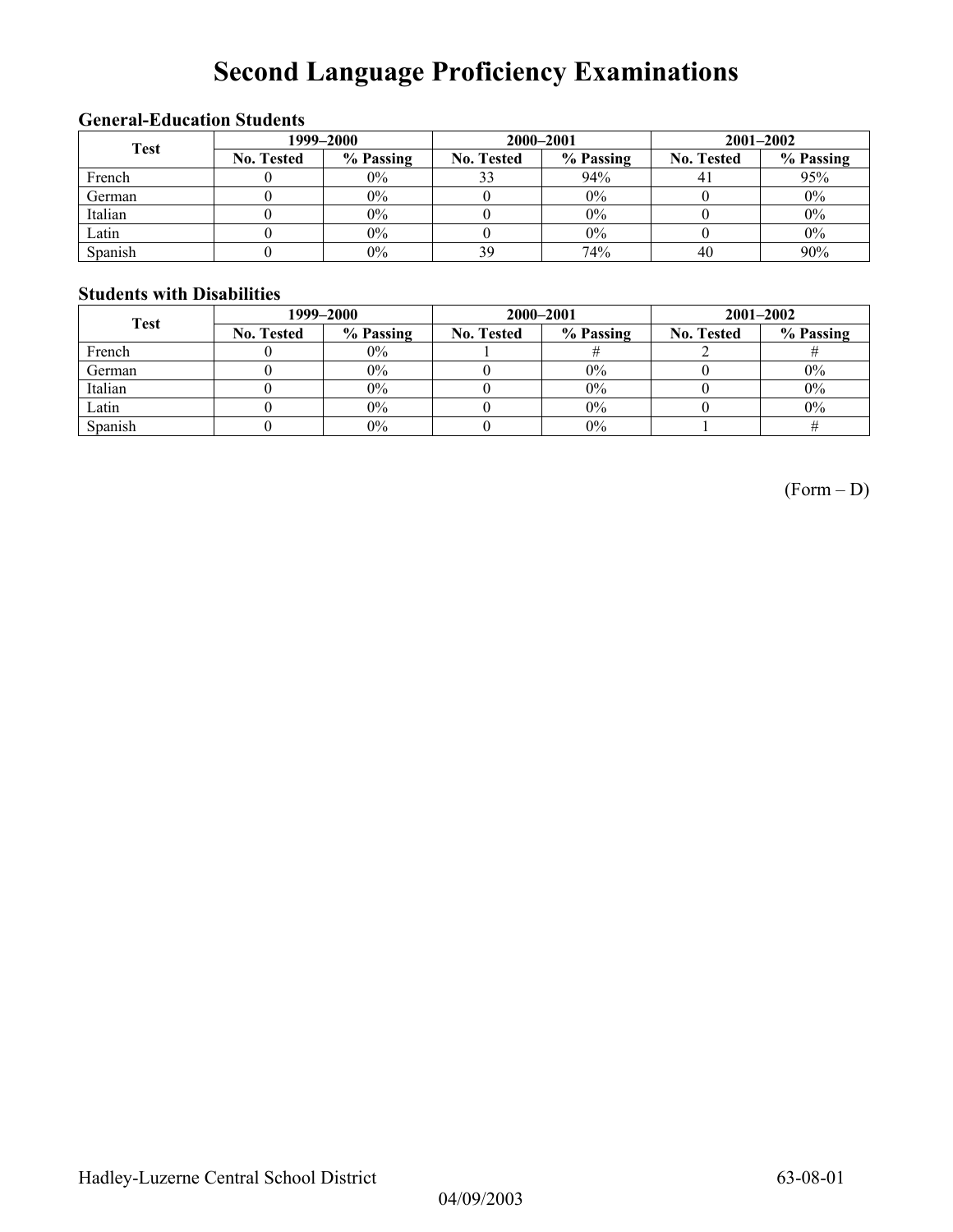# Second Language Proficiency Examinations

### General-Education Students

| Test | 1999–2000 | | 2000–2001 | | 2001–2002 | |
|---|---|---|---|---|---|---|
| | No. Tested | % Passing | No. Tested | % Passing | No. Tested | % Passing |
| French | 0 | 0% | 33 | 94% | 41 | 95% |
| German | 0 | 0% | 0 | 0% | 0 | 0% |
| Italian | 0 | 0% | 0 | 0% | 0 | 0% |
| Latin | 0 | 0% | 0 | 0% | 0 | 0% |
| Spanish | 0 | 0% | 39 | 74% | 40 | 90% |

### Students with Disabilities

| Test | 1999–2000 | | 2000–2001 | | 2001–2002 | |
|---|---|---|---|---|---|---|
| | No. Tested | % Passing | No. Tested | % Passing | No. Tested | % Passing |
| French | 0 | 0% | 1 | # | 2 | # |
| German | 0 | 0% | 0 | 0% | 0 | 0% |
| Italian | 0 | 0% | 0 | 0% | 0 | 0% |
| Latin | 0 | 0% | 0 | 0% | 0 | 0% |
| Spanish | 0 | 0% | 0 | 0% | 1 | # |

(Form – D)

Hadley-Luzerne Central School District 63-08-01

04/09/2003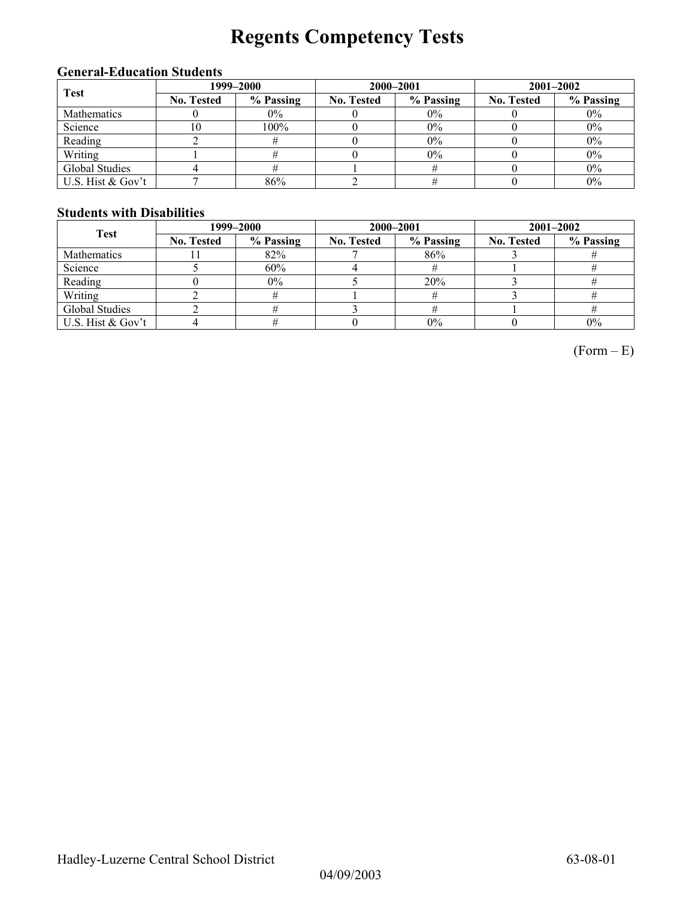# Regents Competency Tests

### General-Education Students

| Test | 1999–2000 | | 2000–2001 | | 2001–2002 | |
|---|---|---|---|---|---|---|
| | No. Tested | % Passing | No. Tested | % Passing | No. Tested | % Passing |
| Mathematics | 0 | 0% | 0 | 0% | 0 | 0% |
| Science | 10 | 100% | 0 | 0% | 0 | 0% |
| Reading | 2 | # | 0 | 0% | 0 | 0% |
| Writing | 1 | # | 0 | 0% | 0 | 0% |
| Global Studies | 4 | # | 1 | # | 0 | 0% |
| U.S. Hist & Gov't | 7 | 86% | 2 | # | 0 | 0% |

### Students with Disabilities

| Test | 1999–2000 | | 2000–2001 | | 2001–2002 | |
|---|---|---|---|---|---|---|
| | No. Tested | % Passing | No. Tested | % Passing | No. Tested | % Passing |
| Mathematics | 11 | 82% | 7 | 86% | 3 | # |
| Science | 5 | 60% | 4 | # | 1 | # |
| Reading | 0 | 0% | 5 | 20% | 3 | # |
| Writing | 2 | # | 1 | # | 3 | # |
| Global Studies | 2 | # | 3 | # | 1 | # |
| U.S. Hist & Gov't | 4 | # | 0 | 0% | 0 | 0% |

(Form – E)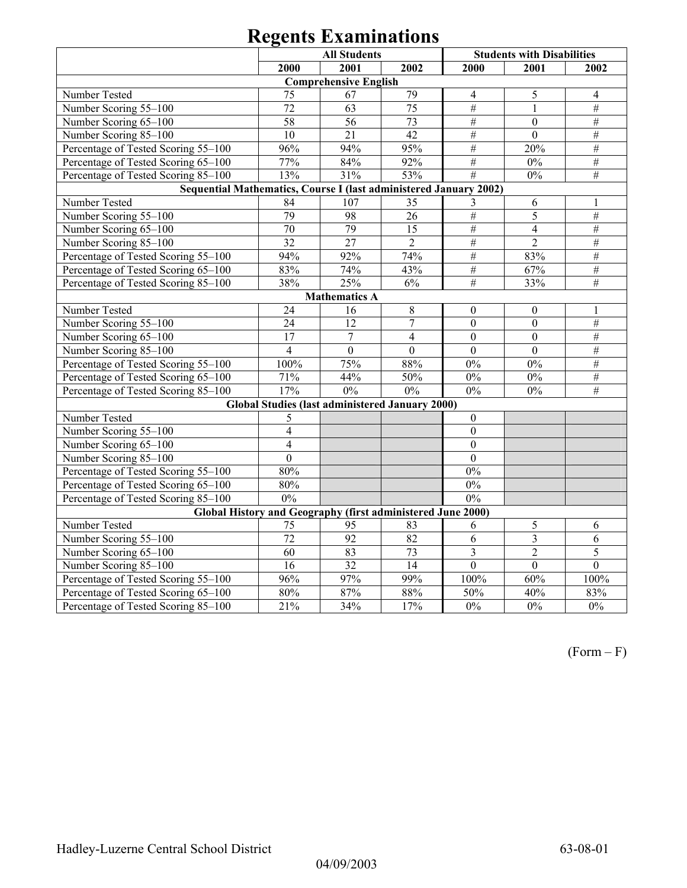# Regents Examinations

| | All Students | | | Students with Disabilities | | |
|---|---|---|---|---|---|---|
| | 2000 | 2001 | 2002 | 2000 | 2001 | 2002 |
| **Comprehensive English** | | | | | | |
| Number Tested | 75 | 67 | 79 | 4 | 5 | 4 |
| Number Scoring 55–100 | 72 | 63 | 75 | # | 1 | # |
| Number Scoring 65–100 | 58 | 56 | 73 | # | 0 | # |
| Number Scoring 85–100 | 10 | 21 | 42 | # | 0 | # |
| Percentage of Tested Scoring 55–100 | 96% | 94% | 95% | # | 20% | # |
| Percentage of Tested Scoring 65–100 | 77% | 84% | 92% | # | 0% | # |
| Percentage of Tested Scoring 85–100 | 13% | 31% | 53% | # | 0% | # |
| **Sequential Mathematics, Course I (last administered January 2002)** | | | | | | |
| Number Tested | 84 | 107 | 35 | 3 | 6 | 1 |
| Number Scoring 55–100 | 79 | 98 | 26 | # | 5 | # |
| Number Scoring 65–100 | 70 | 79 | 15 | # | 4 | # |
| Number Scoring 85–100 | 32 | 27 | 2 | # | 2 | # |
| Percentage of Tested Scoring 55–100 | 94% | 92% | 74% | # | 83% | # |
| Percentage of Tested Scoring 65–100 | 83% | 74% | 43% | # | 67% | # |
| Percentage of Tested Scoring 85–100 | 38% | 25% | 6% | # | 33% | # |
| **Mathematics A** | | | | | | |
| Number Tested | 24 | 16 | 8 | 0 | 0 | 1 |
| Number Scoring 55–100 | 24 | 12 | 7 | 0 | 0 | # |
| Number Scoring 65–100 | 17 | 7 | 4 | 0 | 0 | # |
| Number Scoring 85–100 | 4 | 0 | 0 | 0 | 0 | # |
| Percentage of Tested Scoring 55–100 | 100% | 75% | 88% | 0% | 0% | # |
| Percentage of Tested Scoring 65–100 | 71% | 44% | 50% | 0% | 0% | # |
| Percentage of Tested Scoring 85–100 | 17% | 0% | 0% | 0% | 0% | # |
| **Global Studies (last administered January 2000)** | | | | | | |
| Number Tested | 5 | | | 0 | | |
| Number Scoring 55–100 | 4 | | | 0 | | |
| Number Scoring 65–100 | 4 | | | 0 | | |
| Number Scoring 85–100 | 0 | | | 0 | | |
| Percentage of Tested Scoring 55–100 | 80% | | | 0% | | |
| Percentage of Tested Scoring 65–100 | 80% | | | 0% | | |
| Percentage of Tested Scoring 85–100 | 0% | | | 0% | | |
| **Global History and Geography (first administered June 2000)** | | | | | | |
| Number Tested | 75 | 95 | 83 | 6 | 5 | 6 |
| Number Scoring 55–100 | 72 | 92 | 82 | 6 | 3 | 6 |
| Number Scoring 65–100 | 60 | 83 | 73 | 3 | 2 | 5 |
| Number Scoring 85–100 | 16 | 32 | 14 | 0 | 0 | 0 |
| Percentage of Tested Scoring 55–100 | 96% | 97% | 99% | 100% | 60% | 100% |
| Percentage of Tested Scoring 65–100 | 80% | 87% | 88% | 50% | 40% | 83% |
| Percentage of Tested Scoring 85–100 | 21% | 34% | 17% | 0% | 0% | 0% |

(Form – F)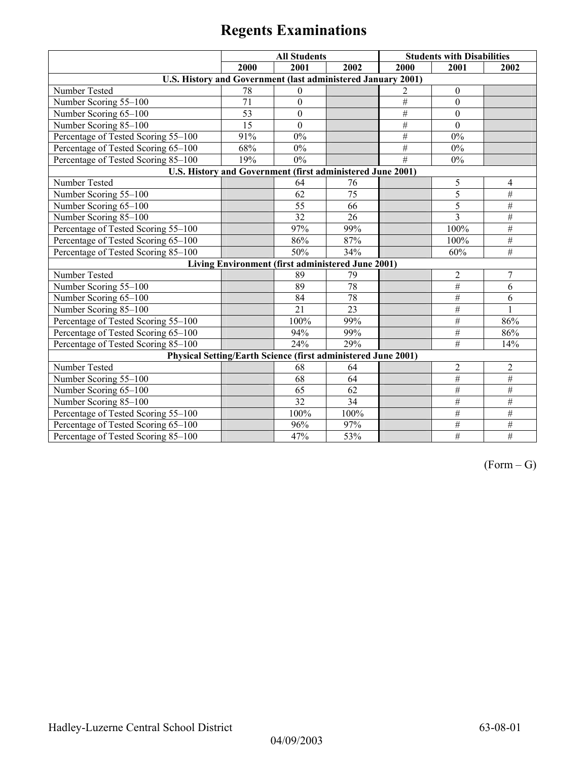# Regents Examinations

| | All Students | | | Students with Disabilities | | |
|---|---|---|---|---|---|---|
| | 2000 | 2001 | 2002 | 2000 | 2001 | 2002 |
| **U.S. History and Government (last administered January 2001)** | | | | | | |
| Number Tested | 78 | 0 | | 2 | 0 | |
| Number Scoring 55–100 | 71 | 0 | | # | 0 | |
| Number Scoring 65–100 | 53 | 0 | | # | 0 | |
| Number Scoring 85–100 | 15 | 0 | | # | 0 | |
| Percentage of Tested Scoring 55–100 | 91% | 0% | | # | 0% | |
| Percentage of Tested Scoring 65–100 | 68% | 0% | | # | 0% | |
| Percentage of Tested Scoring 85–100 | 19% | 0% | | # | 0% | |
| **U.S. History and Government (first administered June 2001)** | | | | | | |
| Number Tested | | 64 | 76 | | 5 | 4 |
| Number Scoring 55–100 | | 62 | 75 | | 5 | # |
| Number Scoring 65–100 | | 55 | 66 | | 5 | # |
| Number Scoring 85–100 | | 32 | 26 | | 3 | # |
| Percentage of Tested Scoring 55–100 | | 97% | 99% | | 100% | # |
| Percentage of Tested Scoring 65–100 | | 86% | 87% | | 100% | # |
| Percentage of Tested Scoring 85–100 | | 50% | 34% | | 60% | # |
| **Living Environment (first administered June 2001)** | | | | | | |
| Number Tested | | 89 | 79 | | 2 | 7 |
| Number Scoring 55–100 | | 89 | 78 | | # | 6 |
| Number Scoring 65–100 | | 84 | 78 | | # | 6 |
| Number Scoring 85–100 | | 21 | 23 | | # | 1 |
| Percentage of Tested Scoring 55–100 | | 100% | 99% | | # | 86% |
| Percentage of Tested Scoring 65–100 | | 94% | 99% | | # | 86% |
| Percentage of Tested Scoring 85–100 | | 24% | 29% | | # | 14% |
| **Physical Setting/Earth Science (first administered June 2001)** | | | | | | |
| Number Tested | | 68 | 64 | | 2 | 2 |
| Number Scoring 55–100 | | 68 | 64 | | # | # |
| Number Scoring 65–100 | | 65 | 62 | | # | # |
| Number Scoring 85–100 | | 32 | 34 | | # | # |
| Percentage of Tested Scoring 55–100 | | 100% | 100% | | # | # |
| Percentage of Tested Scoring 65–100 | | 96% | 97% | | # | # |
| Percentage of Tested Scoring 85–100 | | 47% | 53% | | # | # |

(Form – G)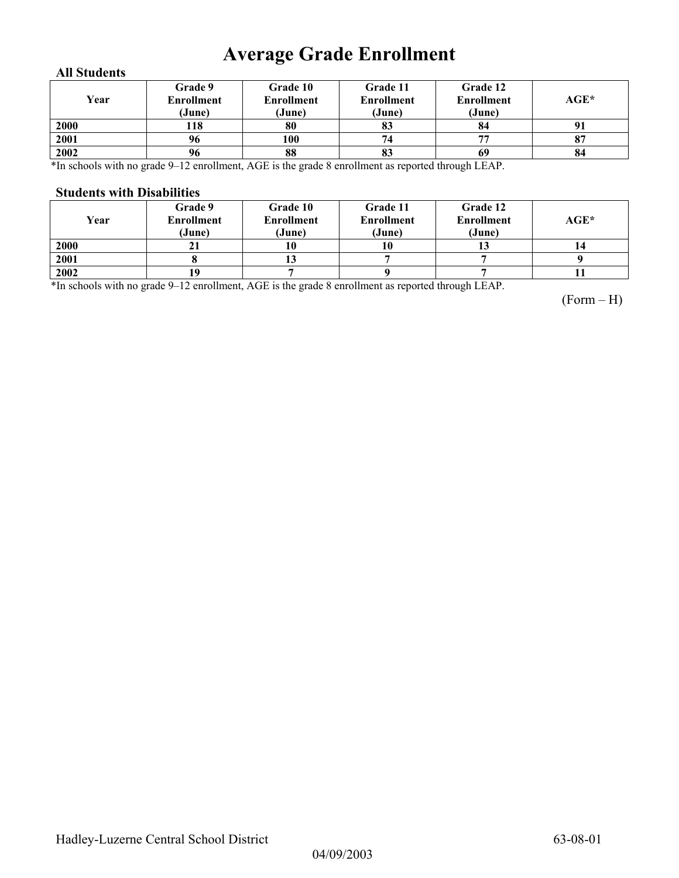# Average Grade Enrollment

### All Students

| Year | Grade 9 Enrollment (June) | Grade 10 Enrollment (June) | Grade 11 Enrollment (June) | Grade 12 Enrollment (June) | AGE* |
|---|---|---|---|---|---|
| 2000 | 118 | 80 | 83 | 84 | 91 |
| 2001 | 96 | 100 | 74 | 77 | 87 |
| 2002 | 96 | 88 | 83 | 69 | 84 |

*In schools with no grade 9–12 enrollment, AGE is the grade 8 enrollment as reported through LEAP.

### Students with Disabilities

| Year | Grade 9 Enrollment (June) | Grade 10 Enrollment (June) | Grade 11 Enrollment (June) | Grade 12 Enrollment (June) | AGE* |
|---|---|---|---|---|---|
| 2000 | 21 | 10 | 10 | 13 | 14 |
| 2001 | 8 | 13 | 7 | 7 | 9 |
| 2002 | 19 | 7 | 9 | 7 | 11 |

*In schools with no grade 9–12 enrollment, AGE is the grade 8 enrollment as reported through LEAP.

(Form – H)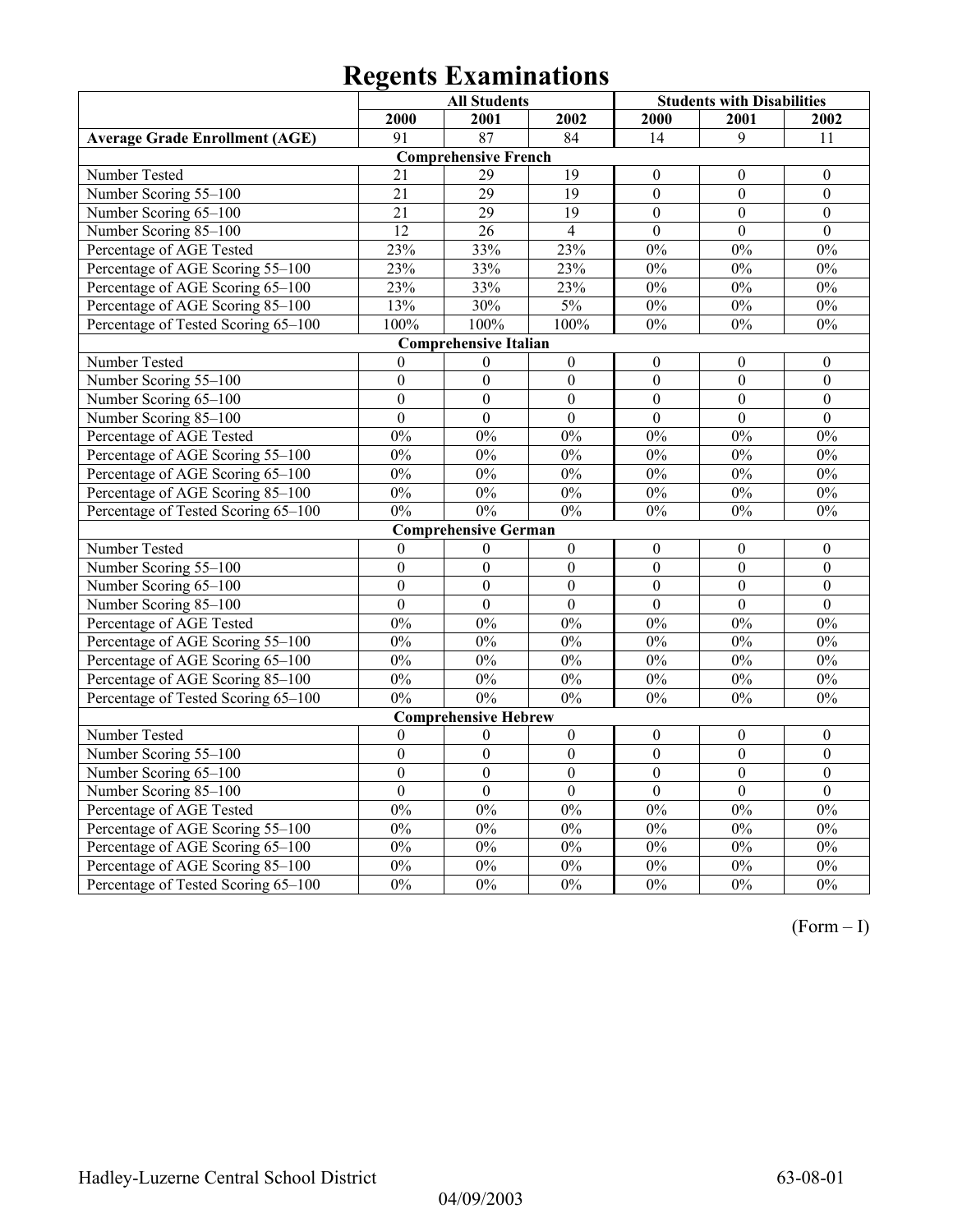# Regents Examinations

| | All Students | | | Students with Disabilities | | |
|---|---|---|---|---|---|---|
| | 2000 | 2001 | 2002 | 2000 | 2001 | 2002 |
| **Average Grade Enrollment (AGE)** | 91 | 87 | 84 | 14 | 9 | 11 |
| **Comprehensive French** | | | | | | |
| Number Tested | 21 | 29 | 19 | 0 | 0 | 0 |
| Number Scoring 55–100 | 21 | 29 | 19 | 0 | 0 | 0 |
| Number Scoring 65–100 | 21 | 29 | 19 | 0 | 0 | 0 |
| Number Scoring 85–100 | 12 | 26 | 4 | 0 | 0 | 0 |
| Percentage of AGE Tested | 23% | 33% | 23% | 0% | 0% | 0% |
| Percentage of AGE Scoring 55–100 | 23% | 33% | 23% | 0% | 0% | 0% |
| Percentage of AGE Scoring 65–100 | 23% | 33% | 23% | 0% | 0% | 0% |
| Percentage of AGE Scoring 85–100 | 13% | 30% | 5% | 0% | 0% | 0% |
| Percentage of Tested Scoring 65–100 | 100% | 100% | 100% | 0% | 0% | 0% |
| **Comprehensive Italian** | | | | | | |
| Number Tested | 0 | 0 | 0 | 0 | 0 | 0 |
| Number Scoring 55–100 | 0 | 0 | 0 | 0 | 0 | 0 |
| Number Scoring 65–100 | 0 | 0 | 0 | 0 | 0 | 0 |
| Number Scoring 85–100 | 0 | 0 | 0 | 0 | 0 | 0 |
| Percentage of AGE Tested | 0% | 0% | 0% | 0% | 0% | 0% |
| Percentage of AGE Scoring 55–100 | 0% | 0% | 0% | 0% | 0% | 0% |
| Percentage of AGE Scoring 65–100 | 0% | 0% | 0% | 0% | 0% | 0% |
| Percentage of AGE Scoring 85–100 | 0% | 0% | 0% | 0% | 0% | 0% |
| Percentage of Tested Scoring 65–100 | 0% | 0% | 0% | 0% | 0% | 0% |
| **Comprehensive German** | | | | | | |
| Number Tested | 0 | 0 | 0 | 0 | 0 | 0 |
| Number Scoring 55–100 | 0 | 0 | 0 | 0 | 0 | 0 |
| Number Scoring 65–100 | 0 | 0 | 0 | 0 | 0 | 0 |
| Number Scoring 85–100 | 0 | 0 | 0 | 0 | 0 | 0 |
| Percentage of AGE Tested | 0% | 0% | 0% | 0% | 0% | 0% |
| Percentage of AGE Scoring 55–100 | 0% | 0% | 0% | 0% | 0% | 0% |
| Percentage of AGE Scoring 65–100 | 0% | 0% | 0% | 0% | 0% | 0% |
| Percentage of AGE Scoring 85–100 | 0% | 0% | 0% | 0% | 0% | 0% |
| Percentage of Tested Scoring 65–100 | 0% | 0% | 0% | 0% | 0% | 0% |
| **Comprehensive Hebrew** | | | | | | |
| Number Tested | 0 | 0 | 0 | 0 | 0 | 0 |
| Number Scoring 55–100 | 0 | 0 | 0 | 0 | 0 | 0 |
| Number Scoring 65–100 | 0 | 0 | 0 | 0 | 0 | 0 |
| Number Scoring 85–100 | 0 | 0 | 0 | 0 | 0 | 0 |
| Percentage of AGE Tested | 0% | 0% | 0% | 0% | 0% | 0% |
| Percentage of AGE Scoring 55–100 | 0% | 0% | 0% | 0% | 0% | 0% |
| Percentage of AGE Scoring 65–100 | 0% | 0% | 0% | 0% | 0% | 0% |
| Percentage of AGE Scoring 85–100 | 0% | 0% | 0% | 0% | 0% | 0% |
| Percentage of Tested Scoring 65–100 | 0% | 0% | 0% | 0% | 0% | 0% |

(Form – I)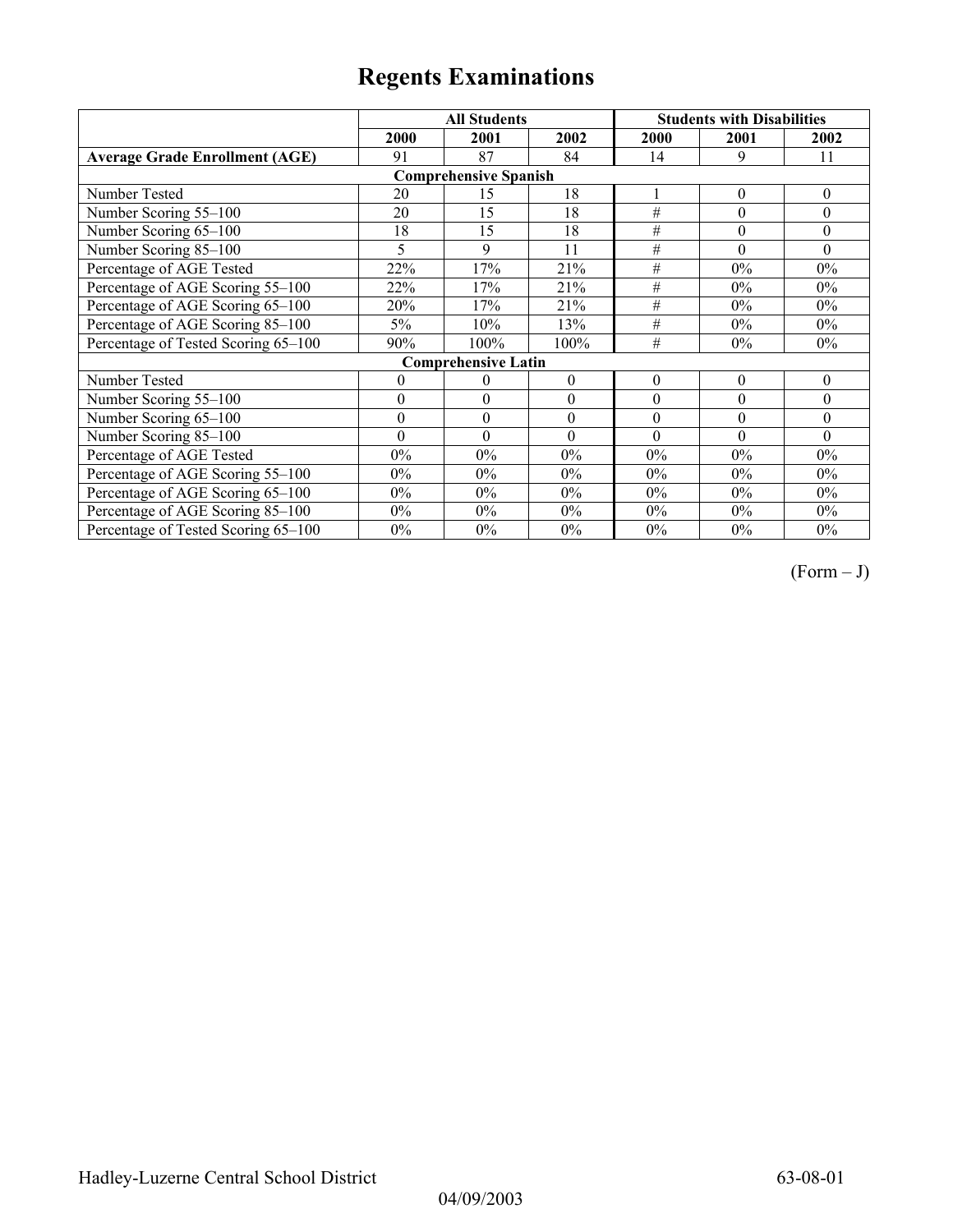# Regents Examinations

| | All Students | | | Students with Disabilities | | |
|---|---|---|---|---|---|---|
| | 2000 | 2001 | 2002 | 2000 | 2001 | 2002 |
| **Average Grade Enrollment (AGE)** | 91 | 87 | 84 | 14 | 9 | 11 |
| **Comprehensive Spanish** | | | | | | |
| Number Tested | 20 | 15 | 18 | 1 | 0 | 0 |
| Number Scoring 55–100 | 20 | 15 | 18 | # | 0 | 0 |
| Number Scoring 65–100 | 18 | 15 | 18 | # | 0 | 0 |
| Number Scoring 85–100 | 5 | 9 | 11 | # | 0 | 0 |
| Percentage of AGE Tested | 22% | 17% | 21% | # | 0% | 0% |
| Percentage of AGE Scoring 55–100 | 22% | 17% | 21% | # | 0% | 0% |
| Percentage of AGE Scoring 65–100 | 20% | 17% | 21% | # | 0% | 0% |
| Percentage of AGE Scoring 85–100 | 5% | 10% | 13% | # | 0% | 0% |
| Percentage of Tested Scoring 65–100 | 90% | 100% | 100% | # | 0% | 0% |
| **Comprehensive Latin** | | | | | | |
| Number Tested | 0 | 0 | 0 | 0 | 0 | 0 |
| Number Scoring 55–100 | 0 | 0 | 0 | 0 | 0 | 0 |
| Number Scoring 65–100 | 0 | 0 | 0 | 0 | 0 | 0 |
| Number Scoring 85–100 | 0 | 0 | 0 | 0 | 0 | 0 |
| Percentage of AGE Tested | 0% | 0% | 0% | 0% | 0% | 0% |
| Percentage of AGE Scoring 55–100 | 0% | 0% | 0% | 0% | 0% | 0% |
| Percentage of AGE Scoring 65–100 | 0% | 0% | 0% | 0% | 0% | 0% |
| Percentage of AGE Scoring 85–100 | 0% | 0% | 0% | 0% | 0% | 0% |
| Percentage of Tested Scoring 65–100 | 0% | 0% | 0% | 0% | 0% | 0% |

(Form – J)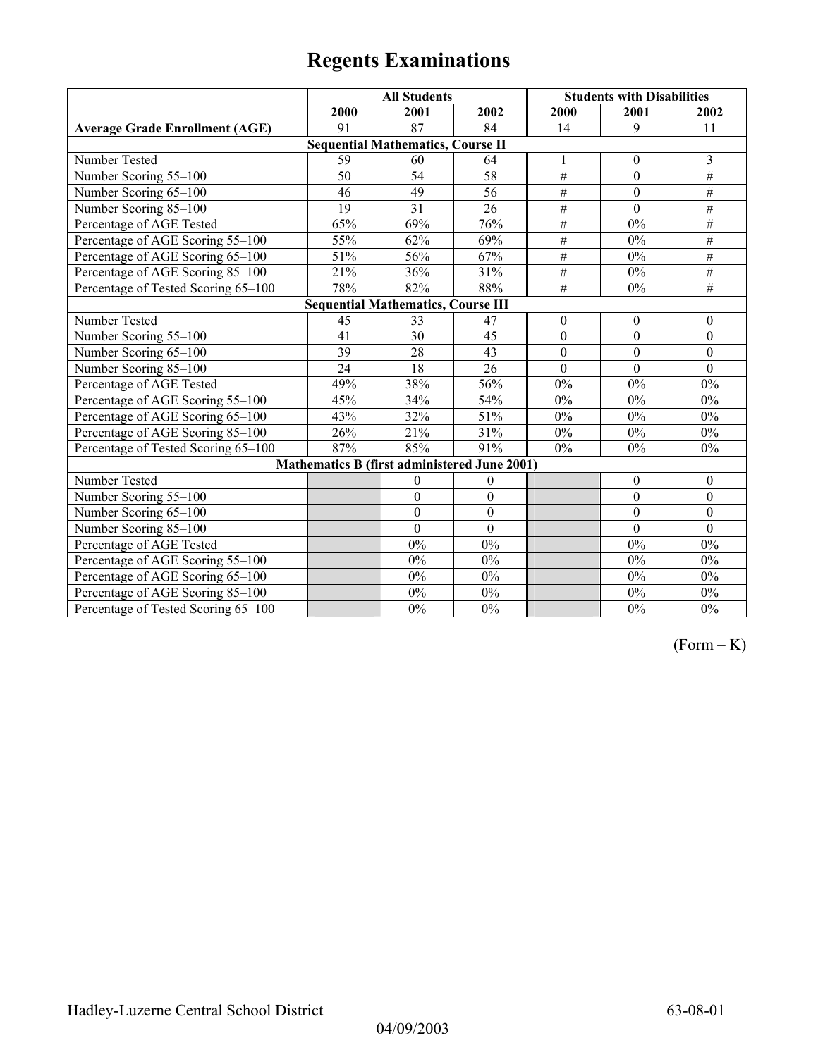# Regents Examinations

| | All Students | | | Students with Disabilities | | |
|---|---|---|---|---|---|---|
| | 2000 | 2001 | 2002 | 2000 | 2001 | 2002 |
| **Average Grade Enrollment (AGE)** | 91 | 87 | 84 | 14 | 9 | 11 |
| **Sequential Mathematics, Course II** | | | | | | |
| Number Tested | 59 | 60 | 64 | 1 | 0 | 3 |
| Number Scoring 55–100 | 50 | 54 | 58 | # | 0 | # |
| Number Scoring 65–100 | 46 | 49 | 56 | # | 0 | # |
| Number Scoring 85–100 | 19 | 31 | 26 | # | 0 | # |
| Percentage of AGE Tested | 65% | 69% | 76% | # | 0% | # |
| Percentage of AGE Scoring 55–100 | 55% | 62% | 69% | # | 0% | # |
| Percentage of AGE Scoring 65–100 | 51% | 56% | 67% | # | 0% | # |
| Percentage of AGE Scoring 85–100 | 21% | 36% | 31% | # | 0% | # |
| Percentage of Tested Scoring 65–100 | 78% | 82% | 88% | # | 0% | # |
| **Sequential Mathematics, Course III** | | | | | | |
| Number Tested | 45 | 33 | 47 | 0 | 0 | 0 |
| Number Scoring 55–100 | 41 | 30 | 45 | 0 | 0 | 0 |
| Number Scoring 65–100 | 39 | 28 | 43 | 0 | 0 | 0 |
| Number Scoring 85–100 | 24 | 18 | 26 | 0 | 0 | 0 |
| Percentage of AGE Tested | 49% | 38% | 56% | 0% | 0% | 0% |
| Percentage of AGE Scoring 55–100 | 45% | 34% | 54% | 0% | 0% | 0% |
| Percentage of AGE Scoring 65–100 | 43% | 32% | 51% | 0% | 0% | 0% |
| Percentage of AGE Scoring 85–100 | 26% | 21% | 31% | 0% | 0% | 0% |
| Percentage of Tested Scoring 65–100 | 87% | 85% | 91% | 0% | 0% | 0% |
| **Mathematics B (first administered June 2001)** | | | | | | |
| Number Tested | | 0 | 0 | | 0 | 0 |
| Number Scoring 55–100 | | 0 | 0 | | 0 | 0 |
| Number Scoring 65–100 | | 0 | 0 | | 0 | 0 |
| Number Scoring 85–100 | | 0 | 0 | | 0 | 0 |
| Percentage of AGE Tested | | 0% | 0% | | 0% | 0% |
| Percentage of AGE Scoring 55–100 | | 0% | 0% | | 0% | 0% |
| Percentage of AGE Scoring 65–100 | | 0% | 0% | | 0% | 0% |
| Percentage of AGE Scoring 85–100 | | 0% | 0% | | 0% | 0% |
| Percentage of Tested Scoring 65–100 | | 0% | 0% | | 0% | 0% |

(Form – K)

Hadley-Luzerne Central School District 63-08-01

04/09/2003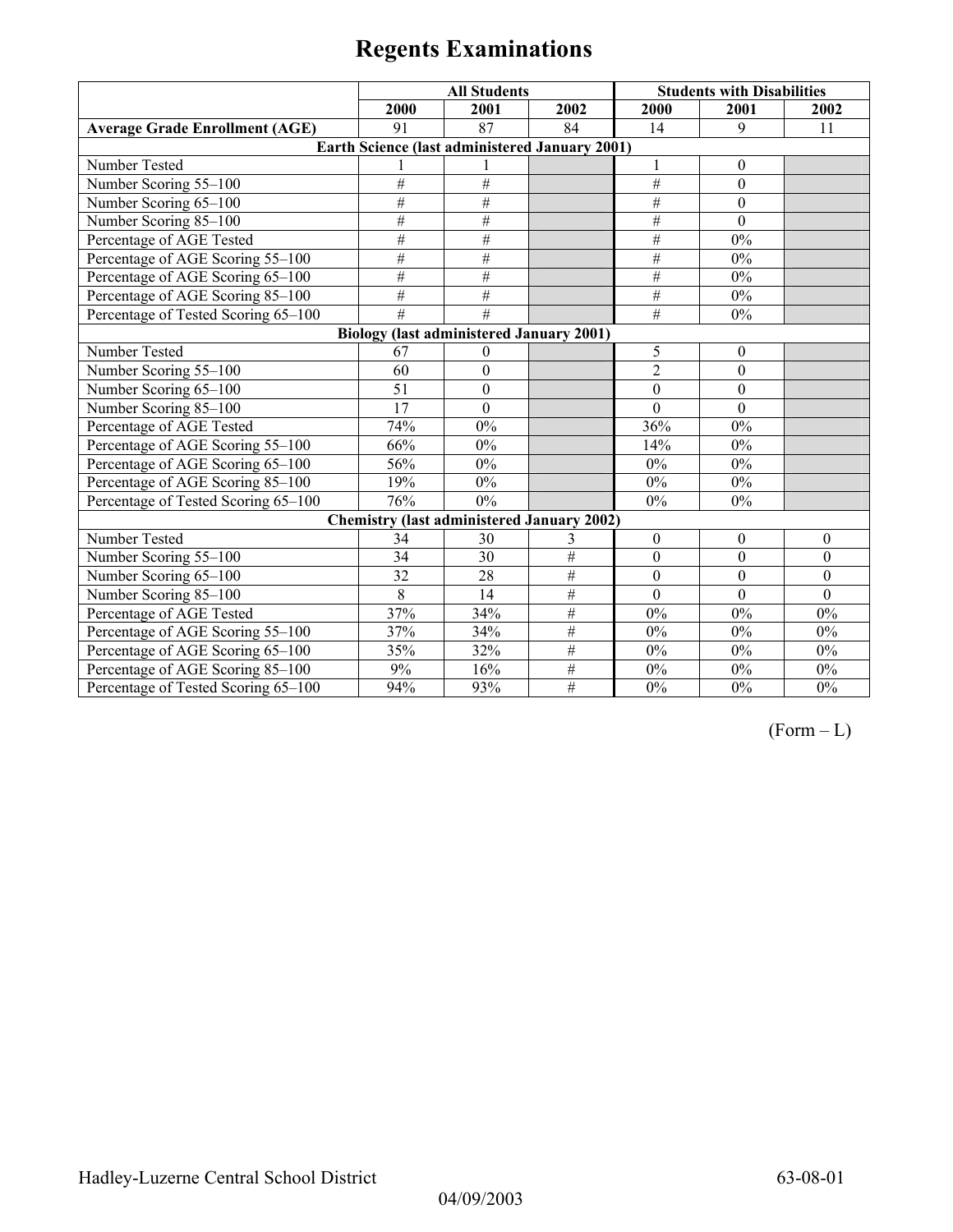# Regents Examinations

| | All Students | | | Students with Disabilities | | |
|---|---|---|---|---|---|---|
| | 2000 | 2001 | 2002 | 2000 | 2001 | 2002 |
| **Average Grade Enrollment (AGE)** | 91 | 87 | 84 | 14 | 9 | 11 |
| **Earth Science (last administered January 2001)** | | | | | | |
| Number Tested | 1 | 1 | | 1 | 0 | |
| Number Scoring 55–100 | # | # | | # | 0 | |
| Number Scoring 65–100 | # | # | | # | 0 | |
| Number Scoring 85–100 | # | # | | # | 0 | |
| Percentage of AGE Tested | # | # | | # | 0% | |
| Percentage of AGE Scoring 55–100 | # | # | | # | 0% | |
| Percentage of AGE Scoring 65–100 | # | # | | # | 0% | |
| Percentage of AGE Scoring 85–100 | # | # | | # | 0% | |
| Percentage of Tested Scoring 65–100 | # | # | | # | 0% | |
| **Biology (last administered January 2001)** | | | | | | |
| Number Tested | 67 | 0 | | 5 | 0 | |
| Number Scoring 55–100 | 60 | 0 | | 2 | 0 | |
| Number Scoring 65–100 | 51 | 0 | | 0 | 0 | |
| Number Scoring 85–100 | 17 | 0 | | 0 | 0 | |
| Percentage of AGE Tested | 74% | 0% | | 36% | 0% | |
| Percentage of AGE Scoring 55–100 | 66% | 0% | | 14% | 0% | |
| Percentage of AGE Scoring 65–100 | 56% | 0% | | 0% | 0% | |
| Percentage of AGE Scoring 85–100 | 19% | 0% | | 0% | 0% | |
| Percentage of Tested Scoring 65–100 | 76% | 0% | | 0% | 0% | |
| **Chemistry (last administered January 2002)** | | | | | | |
| Number Tested | 34 | 30 | 3 | 0 | 0 | 0 |
| Number Scoring 55–100 | 34 | 30 | # | 0 | 0 | 0 |
| Number Scoring 65–100 | 32 | 28 | # | 0 | 0 | 0 |
| Number Scoring 85–100 | 8 | 14 | # | 0 | 0 | 0 |
| Percentage of AGE Tested | 37% | 34% | # | 0% | 0% | 0% |
| Percentage of AGE Scoring 55–100 | 37% | 34% | # | 0% | 0% | 0% |
| Percentage of AGE Scoring 65–100 | 35% | 32% | # | 0% | 0% | 0% |
| Percentage of AGE Scoring 85–100 | 9% | 16% | # | 0% | 0% | 0% |
| Percentage of Tested Scoring 65–100 | 94% | 93% | # | 0% | 0% | 0% |

(Form – L)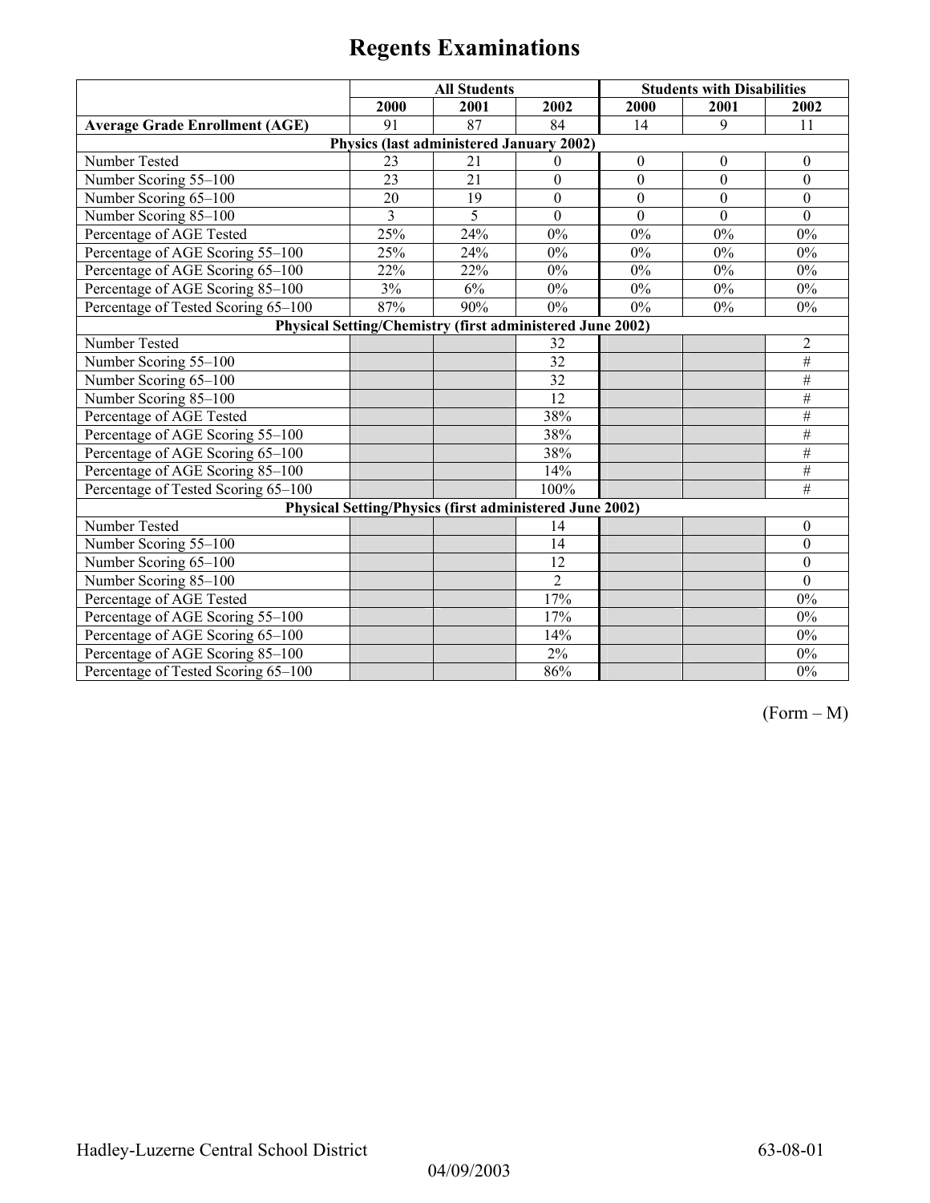# Regents Examinations

| | All Students | | | Students with Disabilities | | |
|---|---|---|---|---|---|---|
| | 2000 | 2001 | 2002 | 2000 | 2001 | 2002 |
| **Average Grade Enrollment (AGE)** | 91 | 87 | 84 | 14 | 9 | 11 |
| **Physics (last administered January 2002)** | | | | | | |
| Number Tested | 23 | 21 | 0 | 0 | 0 | 0 |
| Number Scoring 55–100 | 23 | 21 | 0 | 0 | 0 | 0 |
| Number Scoring 65–100 | 20 | 19 | 0 | 0 | 0 | 0 |
| Number Scoring 85–100 | 3 | 5 | 0 | 0 | 0 | 0 |
| Percentage of AGE Tested | 25% | 24% | 0% | 0% | 0% | 0% |
| Percentage of AGE Scoring 55–100 | 25% | 24% | 0% | 0% | 0% | 0% |
| Percentage of AGE Scoring 65–100 | 22% | 22% | 0% | 0% | 0% | 0% |
| Percentage of AGE Scoring 85–100 | 3% | 6% | 0% | 0% | 0% | 0% |
| Percentage of Tested Scoring 65–100 | 87% | 90% | 0% | 0% | 0% | 0% |
| **Physical Setting/Chemistry (first administered June 2002)** | | | | | | |
| Number Tested | | | 32 | | | 2 |
| Number Scoring 55–100 | | | 32 | | | # |
| Number Scoring 65–100 | | | 32 | | | # |
| Number Scoring 85–100 | | | 12 | | | # |
| Percentage of AGE Tested | | | 38% | | | # |
| Percentage of AGE Scoring 55–100 | | | 38% | | | # |
| Percentage of AGE Scoring 65–100 | | | 38% | | | # |
| Percentage of AGE Scoring 85–100 | | | 14% | | | # |
| Percentage of Tested Scoring 65–100 | | | 100% | | | # |
| **Physical Setting/Physics (first administered June 2002)** | | | | | | |
| Number Tested | | | 14 | | | 0 |
| Number Scoring 55–100 | | | 14 | | | 0 |
| Number Scoring 65–100 | | | 12 | | | 0 |
| Number Scoring 85–100 | | | 2 | | | 0 |
| Percentage of AGE Tested | | | 17% | | | 0% |
| Percentage of AGE Scoring 55–100 | | | 17% | | | 0% |
| Percentage of AGE Scoring 65–100 | | | 14% | | | 0% |
| Percentage of AGE Scoring 85–100 | | | 2% | | | 0% |
| Percentage of Tested Scoring 65–100 | | | 86% | | | 0% |

(Form – M)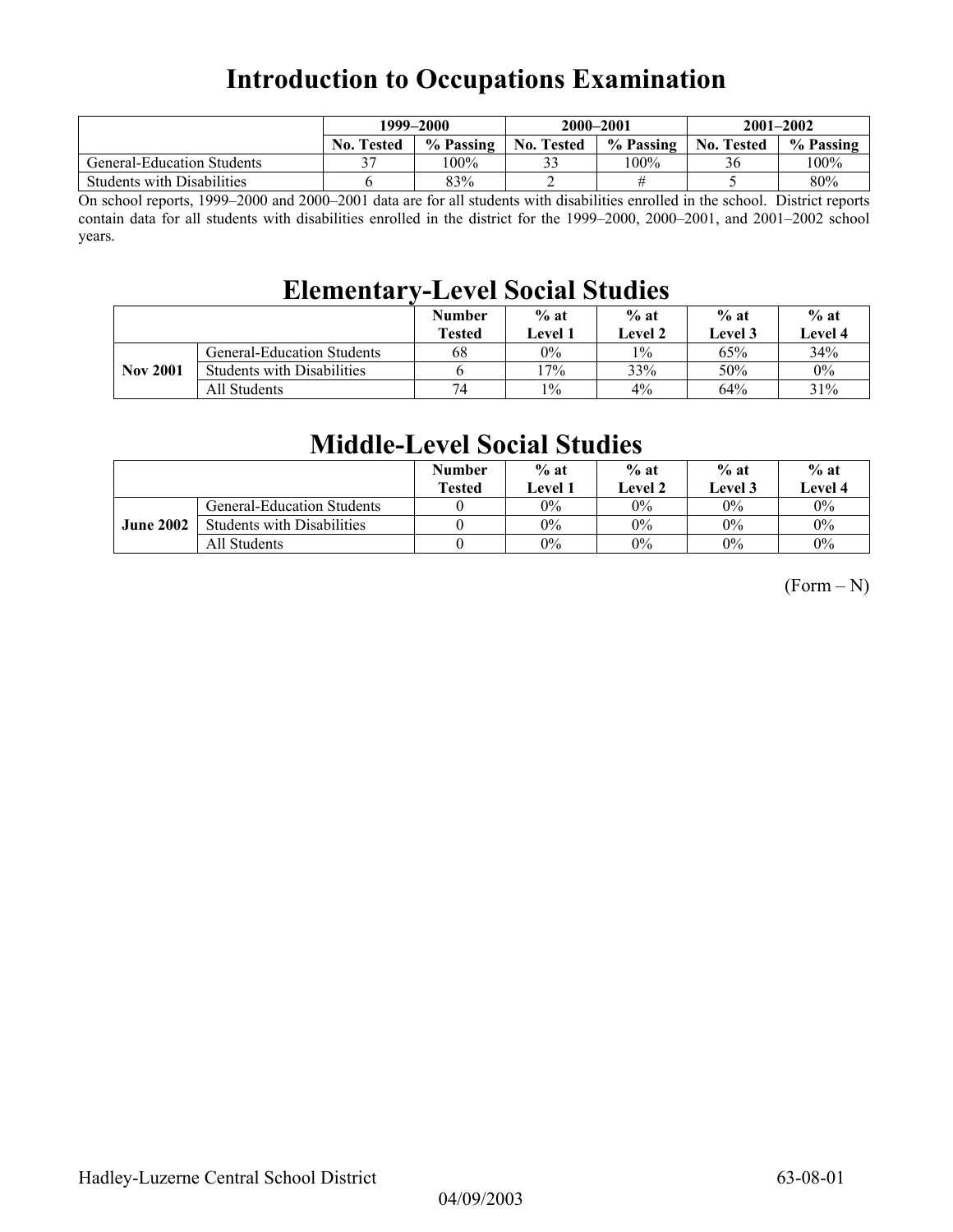# Introduction to Occupations Examination

| | 1999–2000 | | 2000–2001 | | 2001–2002 | |
|---|---|---|---|---|---|---|
| | No. Tested | % Passing | No. Tested | % Passing | No. Tested | % Passing |
| General-Education Students | 37 | 100% | 33 | 100% | 36 | 100% |
| Students with Disabilities | 6 | 83% | 2 | # | 5 | 80% |

On school reports, 1999–2000 and 2000–2001 data are for all students with disabilities enrolled in the school. District reports contain data for all students with disabilities enrolled in the district for the 1999–2000, 2000–2001, and 2001–2002 school years.

# Elementary-Level Social Studies

| | | Number Tested | % at Level 1 | % at Level 2 | % at Level 3 | % at Level 4 |
|---|---|---|---|---|---|---|
| **Nov 2001** | General-Education Students | 68 | 0% | 1% | 65% | 34% |
| | Students with Disabilities | 6 | 17% | 33% | 50% | 0% |
| | All Students | 74 | 1% | 4% | 64% | 31% |

# Middle-Level Social Studies

| | | Number Tested | % at Level 1 | % at Level 2 | % at Level 3 | % at Level 4 |
|---|---|---|---|---|---|---|
| **June 2002** | General-Education Students | 0 | 0% | 0% | 0% | 0% |
| | Students with Disabilities | 0 | 0% | 0% | 0% | 0% |
| | All Students | 0 | 0% | 0% | 0% | 0% |

(Form – N)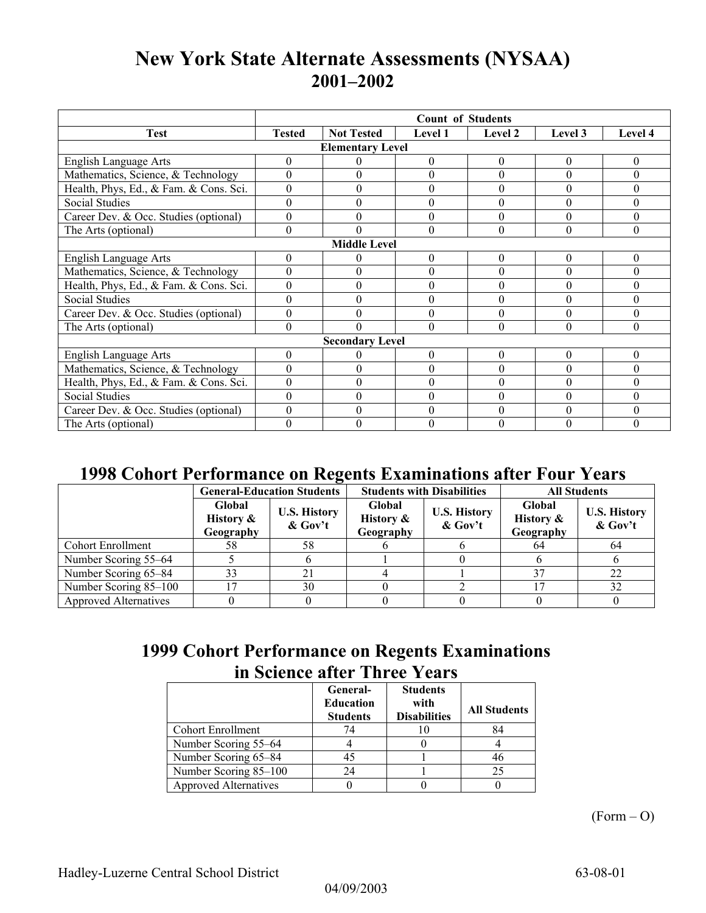# New York State Alternate Assessments (NYSAA) 2001–2002

| | Count of Students | | | | | |
|---|---|---|---|---|---|---|
| **Test** | **Tested** | **Not Tested** | **Level 1** | **Level 2** | **Level 3** | **Level 4** |
| **Elementary Level** | | | | | | |
| English Language Arts | 0 | 0 | 0 | 0 | 0 | 0 |
| Mathematics, Science, & Technology | 0 | 0 | 0 | 0 | 0 | 0 |
| Health, Phys, Ed., & Fam. & Cons. Sci. | 0 | 0 | 0 | 0 | 0 | 0 |
| Social Studies | 0 | 0 | 0 | 0 | 0 | 0 |
| Career Dev. & Occ. Studies (optional) | 0 | 0 | 0 | 0 | 0 | 0 |
| The Arts (optional) | 0 | 0 | 0 | 0 | 0 | 0 |
| **Middle Level** | | | | | | |
| English Language Arts | 0 | 0 | 0 | 0 | 0 | 0 |
| Mathematics, Science, & Technology | 0 | 0 | 0 | 0 | 0 | 0 |
| Health, Phys, Ed., & Fam. & Cons. Sci. | 0 | 0 | 0 | 0 | 0 | 0 |
| Social Studies | 0 | 0 | 0 | 0 | 0 | 0 |
| Career Dev. & Occ. Studies (optional) | 0 | 0 | 0 | 0 | 0 | 0 |
| The Arts (optional) | 0 | 0 | 0 | 0 | 0 | 0 |
| **Secondary Level** | | | | | | |
| English Language Arts | 0 | 0 | 0 | 0 | 0 | 0 |
| Mathematics, Science, & Technology | 0 | 0 | 0 | 0 | 0 | 0 |
| Health, Phys, Ed., & Fam. & Cons. Sci. | 0 | 0 | 0 | 0 | 0 | 0 |
| Social Studies | 0 | 0 | 0 | 0 | 0 | 0 |
| Career Dev. & Occ. Studies (optional) | 0 | 0 | 0 | 0 | 0 | 0 |
| The Arts (optional) | 0 | 0 | 0 | 0 | 0 | 0 |

# 1998 Cohort Performance on Regents Examinations after Four Years

| | General-Education Students | | Students with Disabilities | | All Students | |
|---|---|---|---|---|---|---|
| | **Global History & Geography** | **U.S. History & Gov't** | **Global History & Geography** | **U.S. History & Gov't** | **Global History & Geography** | **U.S. History & Gov't** |
| Cohort Enrollment | 58 | 58 | 6 | 6 | 64 | 64 |
| Number Scoring 55–64 | 5 | 6 | 1 | 0 | 6 | 6 |
| Number Scoring 65–84 | 33 | 21 | 4 | 1 | 37 | 22 |
| Number Scoring 85–100 | 17 | 30 | 0 | 2 | 17 | 32 |
| Approved Alternatives | 0 | 0 | 0 | 0 | 0 | 0 |

# 1999 Cohort Performance on Regents Examinations in Science after Three Years

| | General-Education Students | Students with Disabilities | All Students |
|---|---|---|---|
| Cohort Enrollment | 74 | 10 | 84 |
| Number Scoring 55–64 | 4 | 0 | 4 |
| Number Scoring 65–84 | 45 | 1 | 46 |
| Number Scoring 85–100 | 24 | 1 | 25 |
| Approved Alternatives | 0 | 0 | 0 |

(Form – O)